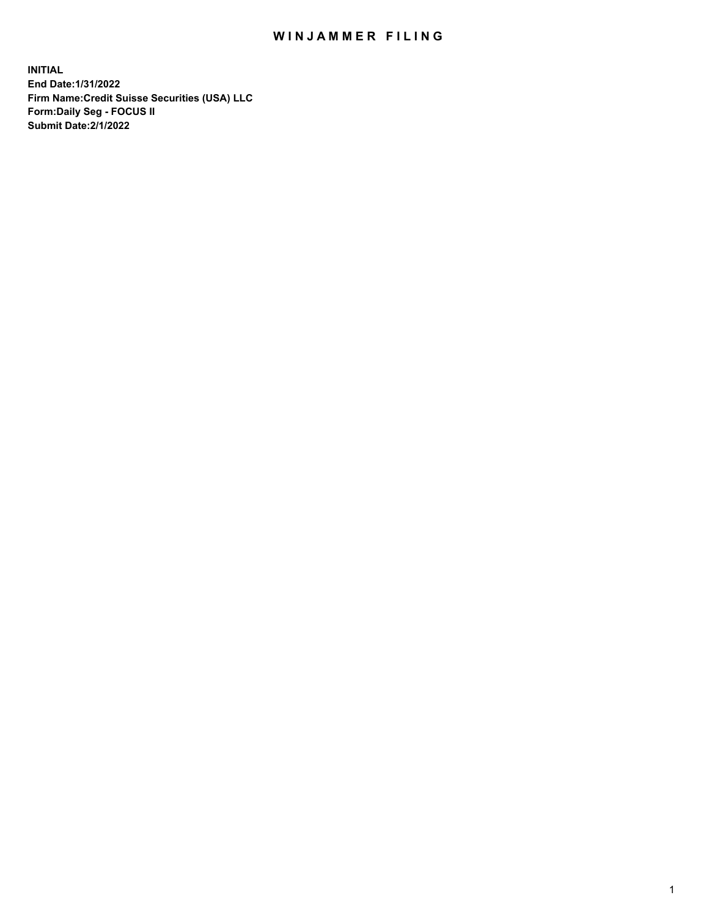# WINJAMMER FILING

**INITIAL**
**End Date:1/31/2022**
**Firm Name:Credit Suisse Securities (USA) LLC**
**Form:Daily Seg - FOCUS II**
**Submit Date:2/1/2022**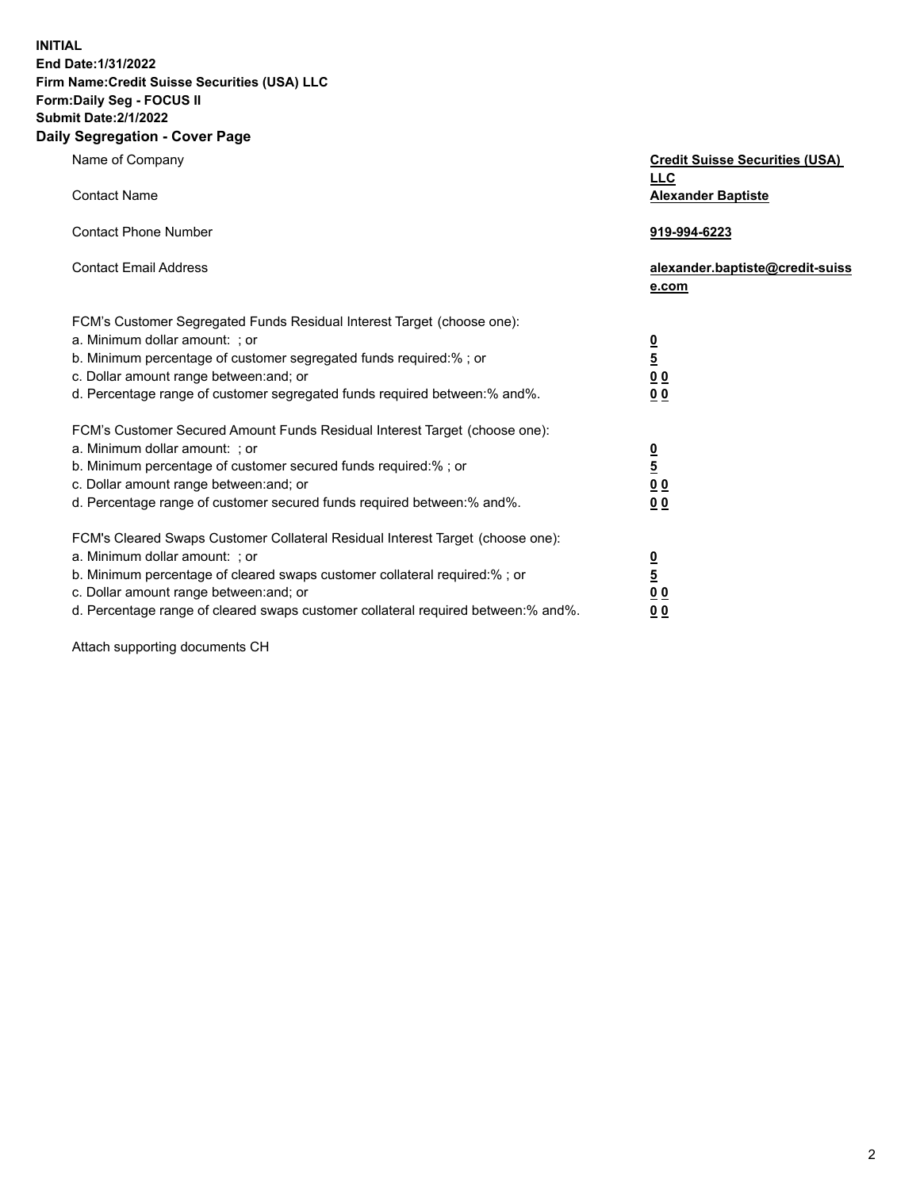**INITIAL**
**End Date:1/31/2022**
**Firm Name:Credit Suisse Securities (USA) LLC**
**Form:Daily Seg - FOCUS II**
**Submit Date:2/1/2022**

## Daily Segregation - Cover Page

| | |
|---|---|
| Name of Company | **Credit Suisse Securities (USA) LLC** |
| Contact Name | **Alexander Baptiste** |
| Contact Phone Number | **919-994-6223** |
| Contact Email Address | **alexander.baptiste@credit-suisse.com** |
| FCM's Customer Segregated Funds Residual Interest Target (choose one): | |
| a. Minimum dollar amount: ; or | **0** |
| b. Minimum percentage of customer segregated funds required:% ; or | **5** |
| c. Dollar amount range between:and; or | **0 0** |
| d. Percentage range of customer segregated funds required between:% and%. | **0 0** |
| FCM's Customer Secured Amount Funds Residual Interest Target (choose one): | |
| a. Minimum dollar amount: ; or | **0** |
| b. Minimum percentage of customer secured funds required:% ; or | **5** |
| c. Dollar amount range between:and; or | **0 0** |
| d. Percentage range of customer secured funds required between:% and%. | **0 0** |
| FCM's Cleared Swaps Customer Collateral Residual Interest Target (choose one): | |
| a. Minimum dollar amount: ; or | **0** |
| b. Minimum percentage of cleared swaps customer collateral required:% ; or | **5** |
| c. Dollar amount range between:and; or | **0 0** |
| d. Percentage range of cleared swaps customer collateral required between:% and%. | **0 0** |

Attach supporting documents CH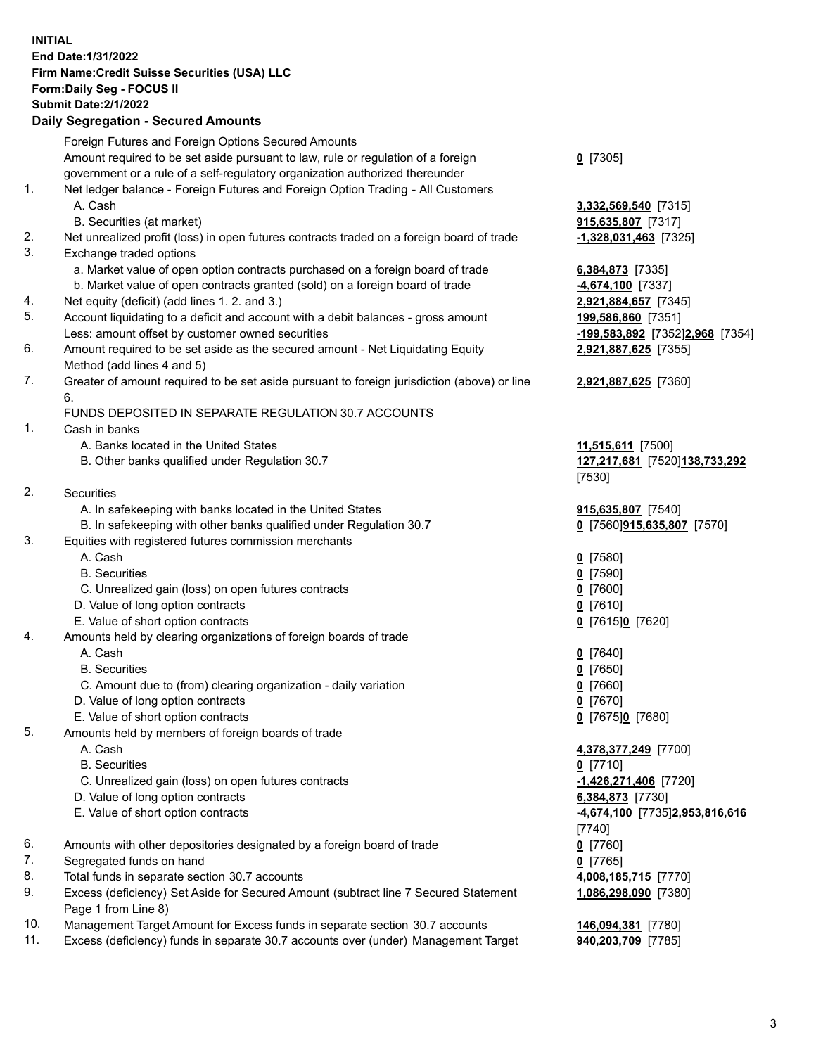**INITIAL**
**End Date:1/31/2022**
**Firm Name:Credit Suisse Securities (USA) LLC**
**Form:Daily Seg - FOCUS II**
**Submit Date:2/1/2022**

## Daily Segregation - Secured Amounts

| | | |
|---|---|---|
| | Foreign Futures and Foreign Options Secured Amounts | |
| | Amount required to be set aside pursuant to law, rule or regulation of a foreign government or a rule of a self-regulatory organization authorized thereunder | **0** [7305] |
| 1. | Net ledger balance - Foreign Futures and Foreign Option Trading - All Customers | |
| | A. Cash | **3,332,569,540** [7315] |
| | B. Securities (at market) | **915,635,807** [7317] |
| 2. | Net unrealized profit (loss) in open futures contracts traded on a foreign board of trade | **-1,328,031,463** [7325] |
| 3. | Exchange traded options | |
| | a. Market value of open option contracts purchased on a foreign board of trade | **6,384,873** [7335] |
| | b. Market value of open contracts granted (sold) on a foreign board of trade | **-4,674,100** [7337] |
| 4. | Net equity (deficit) (add lines 1. 2. and 3.) | **2,921,884,657** [7345] |
| 5. | Account liquidating to a deficit and account with a debit balances - gross amount | **199,586,860** [7351] |
| | Less: amount offset by customer owned securities | **-199,583,892** [7352]**2,968** [7354] |
| 6. | Amount required to be set aside as the secured amount - Net Liquidating Equity Method (add lines 4 and 5) | **2,921,887,625** [7355] |
| 7. | Greater of amount required to be set aside pursuant to foreign jurisdiction (above) or line 6. | **2,921,887,625** [7360] |
| | FUNDS DEPOSITED IN SEPARATE REGULATION 30.7 ACCOUNTS | |
| 1. | Cash in banks | |
| | A. Banks located in the United States | **11,515,611** [7500] |
| | B. Other banks qualified under Regulation 30.7 | **127,217,681** [7520]**138,733,292** [7530] |
| 2. | Securities | |
| | A. In safekeeping with banks located in the United States | **915,635,807** [7540] |
| | B. In safekeeping with other banks qualified under Regulation 30.7 | **0** [7560]**915,635,807** [7570] |
| 3. | Equities with registered futures commission merchants | |
| | A. Cash | **0** [7580] |
| | B. Securities | **0** [7590] |
| | C. Unrealized gain (loss) on open futures contracts | **0** [7600] |
| | D. Value of long option contracts | **0** [7610] |
| | E. Value of short option contracts | **0** [7615]**0** [7620] |
| 4. | Amounts held by clearing organizations of foreign boards of trade | |
| | A. Cash | **0** [7640] |
| | B. Securities | **0** [7650] |
| | C. Amount due to (from) clearing organization - daily variation | **0** [7660] |
| | D. Value of long option contracts | **0** [7670] |
| | E. Value of short option contracts | **0** [7675]**0** [7680] |
| 5. | Amounts held by members of foreign boards of trade | |
| | A. Cash | **4,378,377,249** [7700] |
| | B. Securities | **0** [7710] |
| | C. Unrealized gain (loss) on open futures contracts | **-1,426,271,406** [7720] |
| | D. Value of long option contracts | **6,384,873** [7730] |
| | E. Value of short option contracts | **-4,674,100** [7735]**2,953,816,616** [7740] |
| 6. | Amounts with other depositories designated by a foreign board of trade | **0** [7760] |
| 7. | Segregated funds on hand | **0** [7765] |
| 8. | Total funds in separate section 30.7 accounts | **4,008,185,715** [7770] |
| 9. | Excess (deficiency) Set Aside for Secured Amount (subtract line 7 Secured Statement Page 1 from Line 8) | **1,086,298,090** [7380] |
| 10. | Management Target Amount for Excess funds in separate section 30.7 accounts | **146,094,381** [7780] |
| 11. | Excess (deficiency) funds in separate 30.7 accounts over (under) Management Target | **940,203,709** [7785] |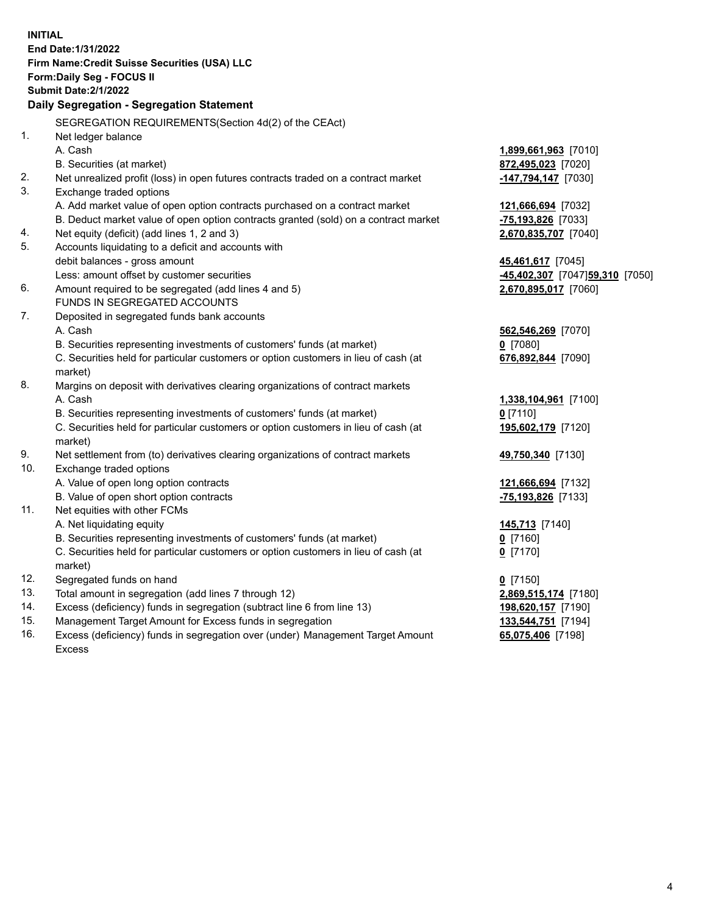**INITIAL**
**End Date:1/31/2022**
**Firm Name:Credit Suisse Securities (USA) LLC**
**Form:Daily Seg - FOCUS II**
**Submit Date:2/1/2022**

## Daily Segregation - Segregation Statement

SEGREGATION REQUIREMENTS(Section 4d(2) of the CEAct)

| | | |
|---|---|---|
| 1. | Net ledger balance | |
| | A. Cash | **1,899,661,963** [7010] |
| | B. Securities (at market) | **872,495,023** [7020] |
| 2. | Net unrealized profit (loss) in open futures contracts traded on a contract market | **-147,794,147** [7030] |
| 3. | Exchange traded options | |
| | A. Add market value of open option contracts purchased on a contract market | **121,666,694** [7032] |
| | B. Deduct market value of open option contracts granted (sold) on a contract market | **-75,193,826** [7033] |
| 4. | Net equity (deficit) (add lines 1, 2 and 3) | **2,670,835,707** [7040] |
| 5. | Accounts liquidating to a deficit and accounts with debit balances - gross amount | **45,461,617** [7045] |
| | Less: amount offset by customer securities | **-45,402,307** [7047]**59,310** [7050] |
| 6. | Amount required to be segregated (add lines 4 and 5) | **2,670,895,017** [7060] |
| | FUNDS IN SEGREGATED ACCOUNTS | |
| 7. | Deposited in segregated funds bank accounts | |
| | A. Cash | **562,546,269** [7070] |
| | B. Securities representing investments of customers' funds (at market) | **0** [7080] |
| | C. Securities held for particular customers or option customers in lieu of cash (at market) | **676,892,844** [7090] |
| 8. | Margins on deposit with derivatives clearing organizations of contract markets | |
| | A. Cash | **1,338,104,961** [7100] |
| | B. Securities representing investments of customers' funds (at market) | **0** [7110] |
| | C. Securities held for particular customers or option customers in lieu of cash (at market) | **195,602,179** [7120] |
| 9. | Net settlement from (to) derivatives clearing organizations of contract markets | **49,750,340** [7130] |
| 10. | Exchange traded options | |
| | A. Value of open long option contracts | **121,666,694** [7132] |
| | B. Value of open short option contracts | **-75,193,826** [7133] |
| 11. | Net equities with other FCMs | |
| | A. Net liquidating equity | **145,713** [7140] |
| | B. Securities representing investments of customers' funds (at market) | **0** [7160] |
| | C. Securities held for particular customers or option customers in lieu of cash (at market) | **0** [7170] |
| 12. | Segregated funds on hand | **0** [7150] |
| 13. | Total amount in segregation (add lines 7 through 12) | **2,869,515,174** [7180] |
| 14. | Excess (deficiency) funds in segregation (subtract line 6 from line 13) | **198,620,157** [7190] |
| 15. | Management Target Amount for Excess funds in segregation | **133,544,751** [7194] |
| 16. | Excess (deficiency) funds in segregation over (under) Management Target Amount Excess | **65,075,406** [7198] |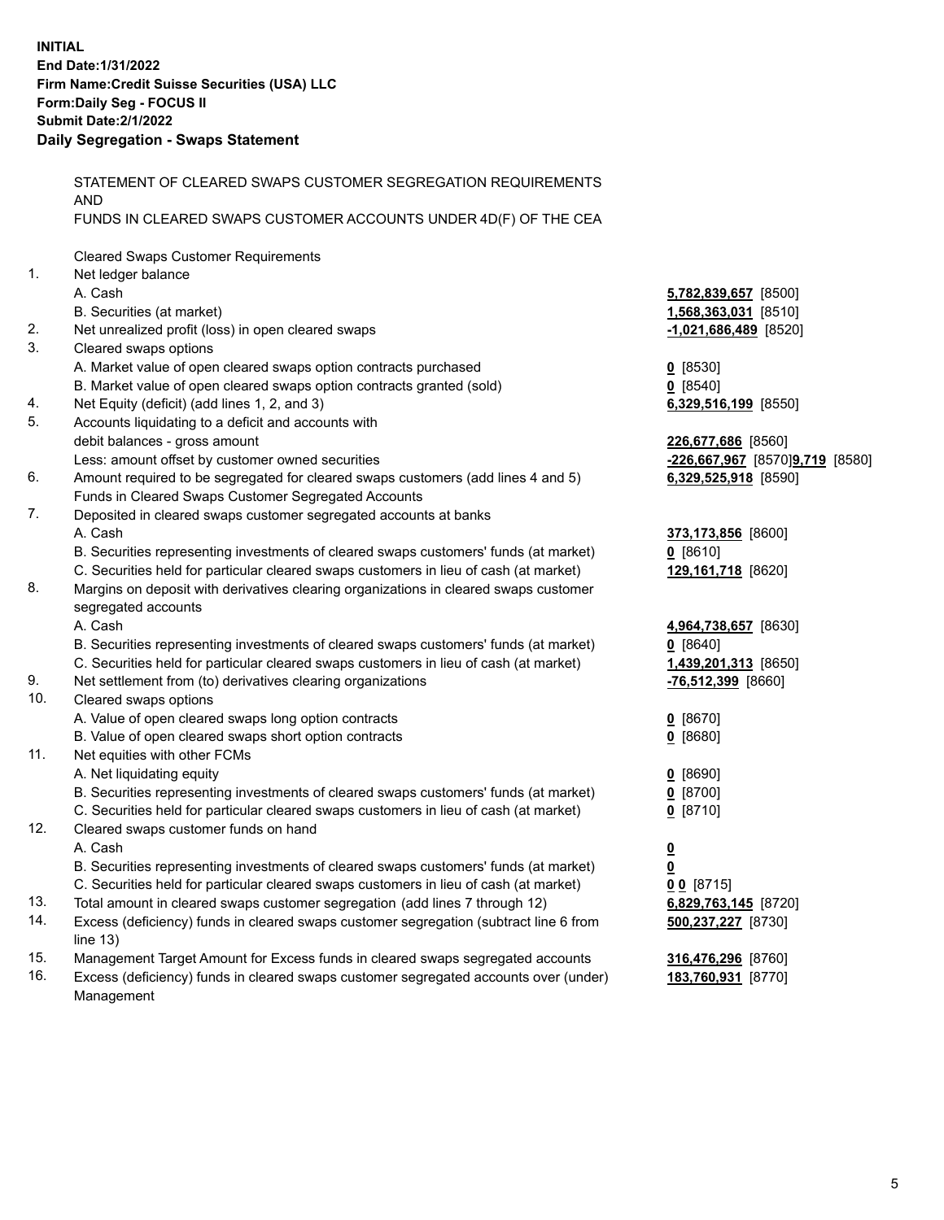**INITIAL**
**End Date:1/31/2022**
**Firm Name:Credit Suisse Securities (USA) LLC**
**Form:Daily Seg - FOCUS II**
**Submit Date:2/1/2022**
**Daily Segregation - Swaps Statement**

STATEMENT OF CLEARED SWAPS CUSTOMER SEGREGATION REQUIREMENTS AND
FUNDS IN CLEARED SWAPS CUSTOMER ACCOUNTS UNDER 4D(F) OF THE CEA

| | | |
|---|---|---|
| | Cleared Swaps Customer Requirements | |
| 1. | Net ledger balance | |
| | A. Cash | **5,782,839,657** [8500] |
| | B. Securities (at market) | **1,568,363,031** [8510] |
| 2. | Net unrealized profit (loss) in open cleared swaps | **-1,021,686,489** [8520] |
| 3. | Cleared swaps options | |
| | A. Market value of open cleared swaps option contracts purchased | **0** [8530] |
| | B. Market value of open cleared swaps option contracts granted (sold) | **0** [8540] |
| 4. | Net Equity (deficit) (add lines 1, 2, and 3) | **6,329,516,199** [8550] |
| 5. | Accounts liquidating to a deficit and accounts with debit balances - gross amount | **226,677,686** [8560] |
| | Less: amount offset by customer owned securities | **-226,667,967** [8570]**9,719** [8580] |
| 6. | Amount required to be segregated for cleared swaps customers (add lines 4 and 5) | **6,329,525,918** [8590] |
| | Funds in Cleared Swaps Customer Segregated Accounts | |
| 7. | Deposited in cleared swaps customer segregated accounts at banks | |
| | A. Cash | **373,173,856** [8600] |
| | B. Securities representing investments of cleared swaps customers' funds (at market) | **0** [8610] |
| | C. Securities held for particular cleared swaps customers in lieu of cash (at market) | **129,161,718** [8620] |
| 8. | Margins on deposit with derivatives clearing organizations in cleared swaps customer segregated accounts | |
| | A. Cash | **4,964,738,657** [8630] |
| | B. Securities representing investments of cleared swaps customers' funds (at market) | **0** [8640] |
| | C. Securities held for particular cleared swaps customers in lieu of cash (at market) | **1,439,201,313** [8650] |
| 9. | Net settlement from (to) derivatives clearing organizations | **-76,512,399** [8660] |
| 10. | Cleared swaps options | |
| | A. Value of open cleared swaps long option contracts | **0** [8670] |
| | B. Value of open cleared swaps short option contracts | **0** [8680] |
| 11. | Net equities with other FCMs | |
| | A. Net liquidating equity | **0** [8690] |
| | B. Securities representing investments of cleared swaps customers' funds (at market) | **0** [8700] |
| | C. Securities held for particular cleared swaps customers in lieu of cash (at market) | **0** [8710] |
| 12. | Cleared swaps customer funds on hand | |
| | A. Cash | **0** |
| | B. Securities representing investments of cleared swaps customers' funds (at market) | **0** |
| | C. Securities held for particular cleared swaps customers in lieu of cash (at market) | **0** **0** [8715] |
| 13. | Total amount in cleared swaps customer segregation (add lines 7 through 12) | **6,829,763,145** [8720] |
| 14. | Excess (deficiency) funds in cleared swaps customer segregation (subtract line 6 from line 13) | **500,237,227** [8730] |
| 15. | Management Target Amount for Excess funds in cleared swaps segregated accounts | **316,476,296** [8760] |
| 16. | Excess (deficiency) funds in cleared swaps customer segregated accounts over (under) Management | **183,760,931** [8770] |